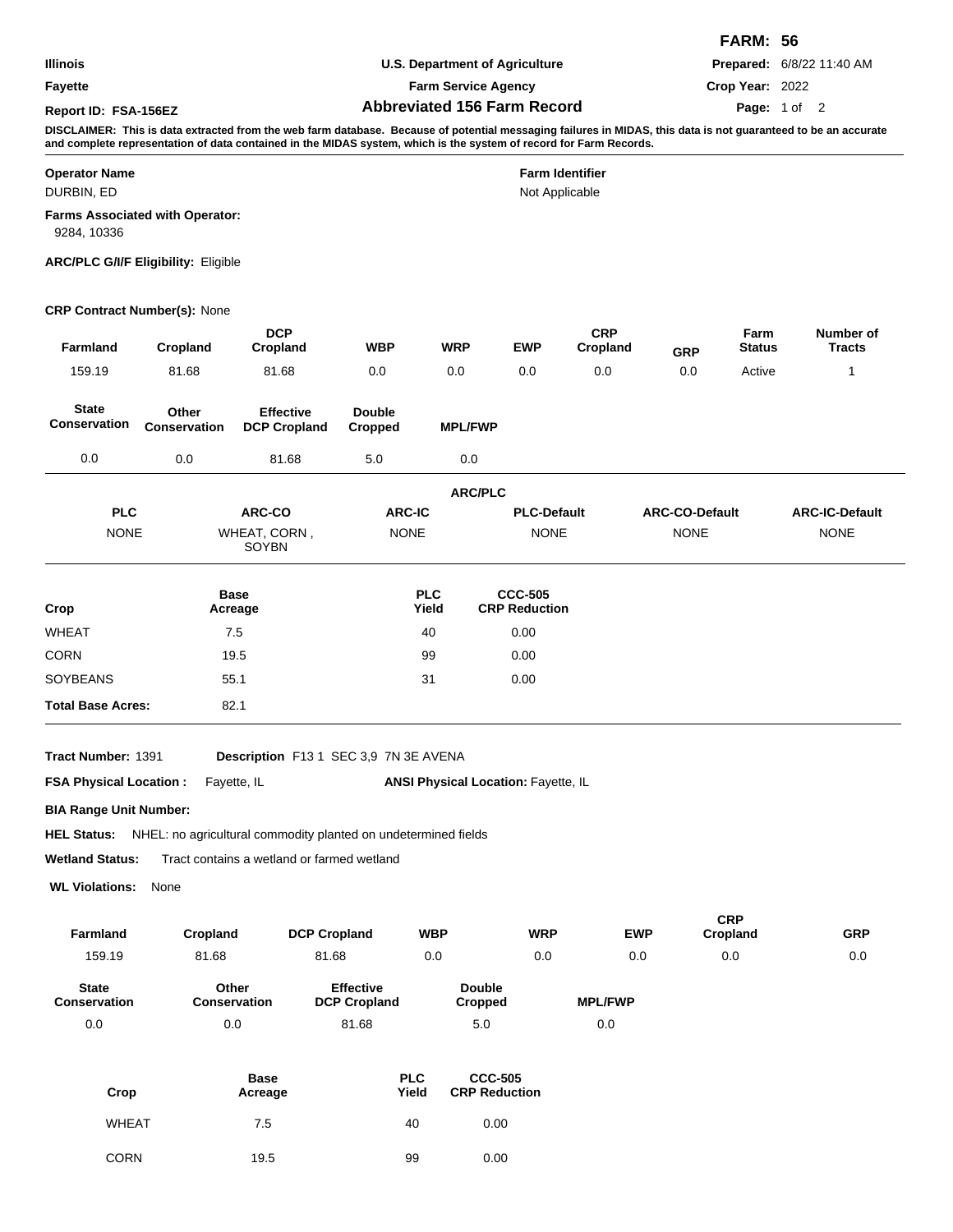**FARM: 56**

| | | |
|---|---|---|
| **Illinois** | **U.S. Department of Agriculture** | **Prepared:** 6/8/22 11:40 AM |
| **Fayette** | **Farm Service Agency** | **Crop Year:** 2022 |
| **Report ID: FSA-156EZ** | **Abbreviated 156 Farm Record** | |

**DISCLAIMER: This is data extracted from the web farm database. Because of potential messaging failures in MIDAS, this data is not guaranteed to be an accurate and complete representation of data contained in the MIDAS system, which is the system of record for Farm Records.**

**Operator Name**
DURBIN, ED

**Farm Identifier**
Not Applicable

**Farms Associated with Operator:**
9284, 10336

**ARC/PLC G/I/F Eligibility:** Eligible

**CRP Contract Number(s):** None

| Farmland | Cropland | DCP Cropland | WBP | WRP | EWP | CRP Cropland | GRP | Farm Status | Number of Tracts |
|---|---|---|---|---|---|---|---|---|---|
| 159.19 | 81.68 | 81.68 | 0.0 | 0.0 | 0.0 | 0.0 | 0.0 | Active | 1 |

| State Conservation | Other Conservation | Effective DCP Cropland | Double Cropped | MPL/FWP |
|---|---|---|---|---|
| 0.0 | 0.0 | 81.68 | 5.0 | 0.0 |

**ARC/PLC**

| PLC | ARC-CO | ARC-IC | PLC-Default | ARC-CO-Default | ARC-IC-Default |
|---|---|---|---|---|---|
| NONE | WHEAT, CORN , SOYBN | NONE | NONE | NONE | NONE |

| Crop | Base Acreage | PLC Yield | CCC-505 CRP Reduction |
|---|---|---|---|
| WHEAT | 7.5 | 40 | 0.00 |
| CORN | 19.5 | 99 | 0.00 |
| SOYBEANS | 55.1 | 31 | 0.00 |
| **Total Base Acres:** | 82.1 | | |

**Tract Number:** 1391 **Description** F13 1 SEC 3,9 7N 3E AVENA

**FSA Physical Location :** Fayette, IL **ANSI Physical Location:** Fayette, IL

**BIA Range Unit Number:**

**HEL Status:** NHEL: no agricultural commodity planted on undetermined fields

**Wetland Status:** Tract contains a wetland or farmed wetland

**WL Violations:** None

| Farmland | Cropland | DCP Cropland | WBP | WRP | EWP | CRP Cropland | GRP |
|---|---|---|---|---|---|---|---|
| 159.19 | 81.68 | 81.68 | 0.0 | 0.0 | 0.0 | 0.0 | 0.0 |

| State Conservation | Other Conservation | Effective DCP Cropland | Double Cropped | MPL/FWP |
|---|---|---|---|---|
| 0.0 | 0.0 | 81.68 | 5.0 | 0.0 |

| Crop | Base Acreage | PLC Yield | CCC-505 CRP Reduction |
|---|---|---|---|
| WHEAT | 7.5 | 40 | 0.00 |
| CORN | 19.5 | 99 | 0.00 |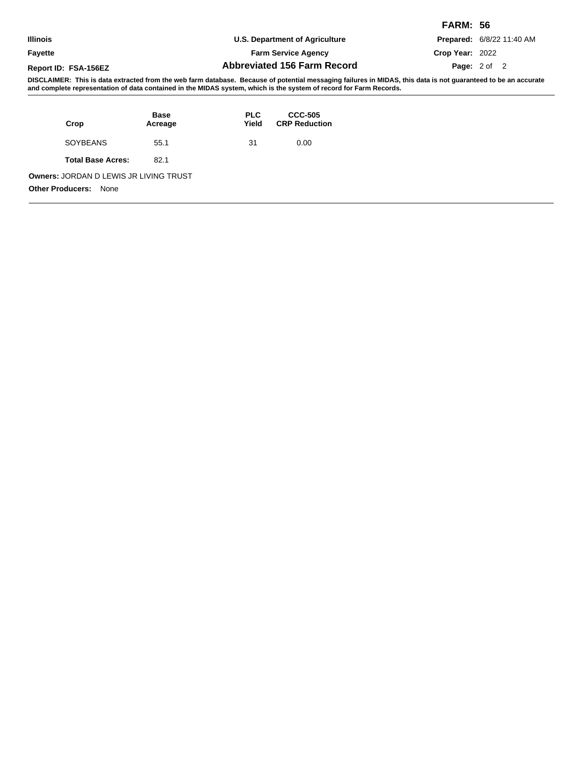**FARM: 56**

| | | |
|---|---|---|
| **Illinois** | **U.S. Department of Agriculture** | **Prepared:** 6/8/22 11:40 AM |
| **Fayette** | **Farm Service Agency** | **Crop Year:** 2022 |
| **Report ID: FSA-156EZ** | **Abbreviated 156 Farm Record** | |

**DISCLAIMER: This is data extracted from the web farm database. Because of potential messaging failures in MIDAS, this data is not guaranteed to be an accurate and complete representation of data contained in the MIDAS system, which is the system of record for Farm Records.**

| Crop | Base Acreage | PLC Yield | CCC-505 CRP Reduction |
|---|---|---|---|
| SOYBEANS | 55.1 | 31 | 0.00 |
| **Total Base Acres:** | 82.1 | | |

**Owners:** JORDAN D LEWIS JR LIVING TRUST

**Other Producers:** None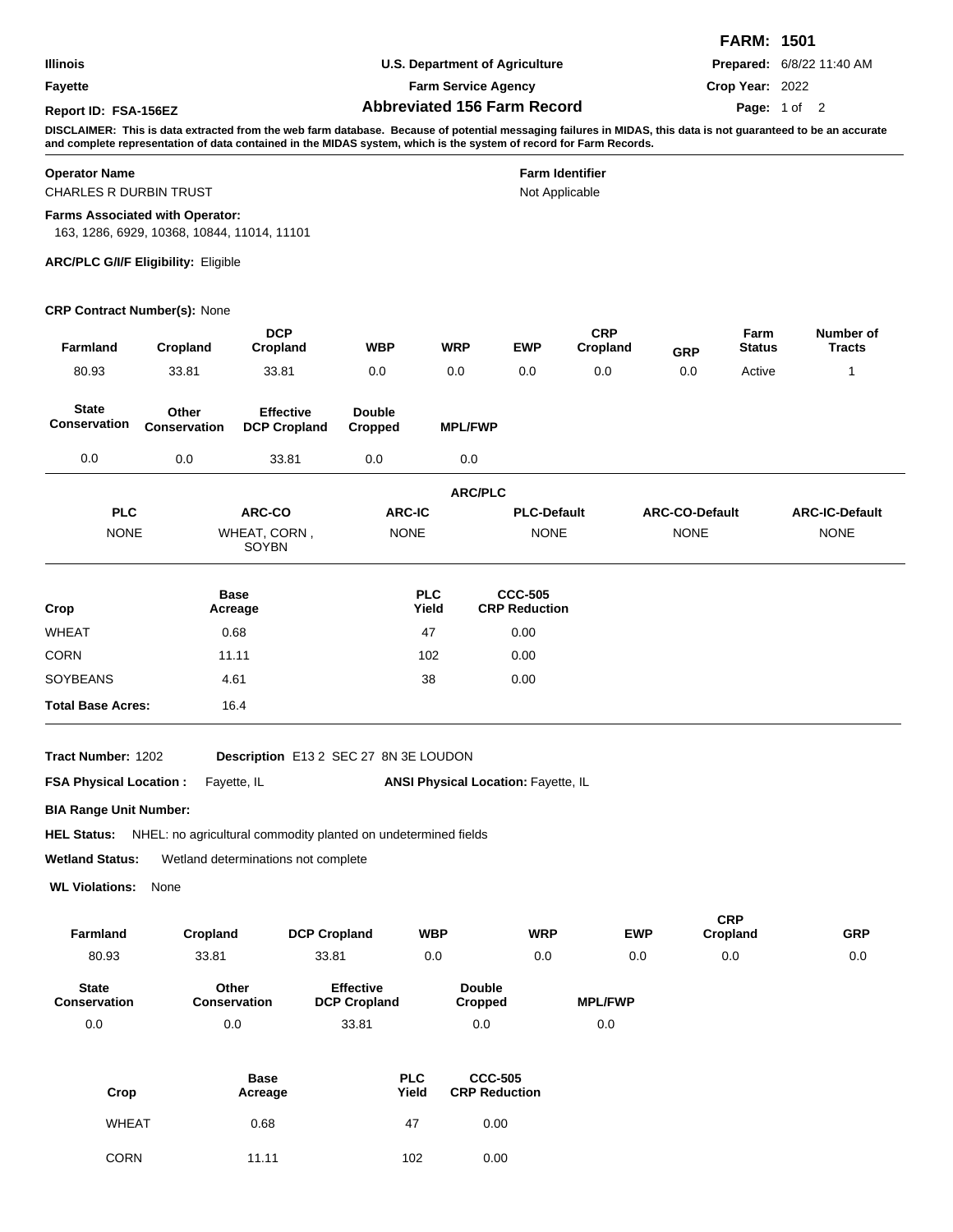**FARM: 1501**

| | | |
|---|---|---|
| **Illinois** | **U.S. Department of Agriculture** | **Prepared:** 6/8/22 11:40 AM |
| **Fayette** | **Farm Service Agency** | **Crop Year:** 2022 |
| **Report ID: FSA-156EZ** | **Abbreviated 156 Farm Record** | |

**DISCLAIMER: This is data extracted from the web farm database. Because of potential messaging failures in MIDAS, this data is not guaranteed to be an accurate and complete representation of data contained in the MIDAS system, which is the system of record for Farm Records.**

**Operator Name**
CHARLES R DURBIN TRUST

**Farm Identifier**
Not Applicable

**Farms Associated with Operator:**
163, 1286, 6929, 10368, 10844, 11014, 11101

**ARC/PLC G/I/F Eligibility:** Eligible

**CRP Contract Number(s):** None

| Farmland | Cropland | DCP Cropland | WBP | WRP | EWP | CRP Cropland | GRP | Farm Status | Number of Tracts |
|---|---|---|---|---|---|---|---|---|---|
| 80.93 | 33.81 | 33.81 | 0.0 | 0.0 | 0.0 | 0.0 | 0.0 | Active | 1 |

| State Conservation | Other Conservation | Effective DCP Cropland | Double Cropped | MPL/FWP |
|---|---|---|---|---|
| 0.0 | 0.0 | 33.81 | 0.0 | 0.0 |

**ARC/PLC**

| PLC | ARC-CO | ARC-IC | PLC-Default | ARC-CO-Default | ARC-IC-Default |
|---|---|---|---|---|---|
| NONE | WHEAT, CORN , SOYBN | NONE | NONE | NONE | NONE |

| Crop | Base Acreage | PLC Yield | CCC-505 CRP Reduction |
|---|---|---|---|
| WHEAT | 0.68 | 47 | 0.00 |
| CORN | 11.11 | 102 | 0.00 |
| SOYBEANS | 4.61 | 38 | 0.00 |
| **Total Base Acres:** | 16.4 | | |

**Tract Number:** 1202 **Description** E13 2 SEC 27 8N 3E LOUDON

**FSA Physical Location :** Fayette, IL **ANSI Physical Location:** Fayette, IL

**BIA Range Unit Number:**

**HEL Status:** NHEL: no agricultural commodity planted on undetermined fields

**Wetland Status:** Wetland determinations not complete

**WL Violations:** None

| Farmland | Cropland | DCP Cropland | WBP | WRP | EWP | CRP Cropland | GRP |
|---|---|---|---|---|---|---|---|
| 80.93 | 33.81 | 33.81 | 0.0 | 0.0 | 0.0 | 0.0 | 0.0 |

| State Conservation | Other Conservation | Effective DCP Cropland | Double Cropped | MPL/FWP |
|---|---|---|---|---|
| 0.0 | 0.0 | 33.81 | 0.0 | 0.0 |

| Crop | Base Acreage | PLC Yield | CCC-505 CRP Reduction |
|---|---|---|---|
| WHEAT | 0.68 | 47 | 0.00 |
| CORN | 11.11 | 102 | 0.00 |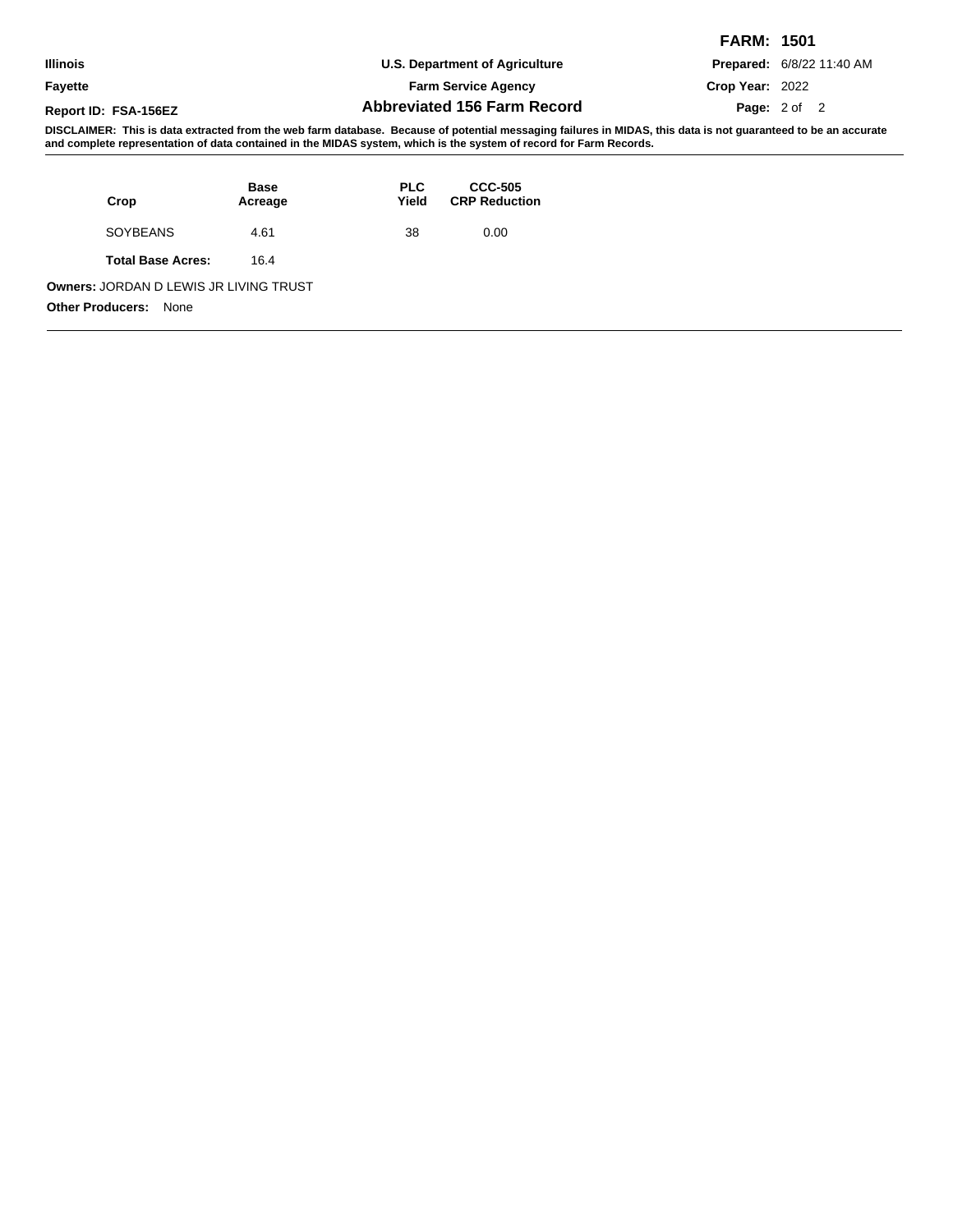**FARM: 1501**

| | | |
|---|---|---|
| **Illinois** | **U.S. Department of Agriculture** | **Prepared:** 6/8/22 11:40 AM |
| **Fayette** | **Farm Service Agency** | **Crop Year:** 2022 |
| **Report ID: FSA-156EZ** | **Abbreviated 156 Farm Record** | |

**DISCLAIMER: This is data extracted from the web farm database. Because of potential messaging failures in MIDAS, this data is not guaranteed to be an accurate and complete representation of data contained in the MIDAS system, which is the system of record for Farm Records.**

| Crop | Base Acreage | PLC Yield | CCC-505 CRP Reduction |
|---|---|---|---|
| SOYBEANS | 4.61 | 38 | 0.00 |
| **Total Base Acres:** | 16.4 | | |

**Owners:** JORDAN D LEWIS JR LIVING TRUST

**Other Producers:** None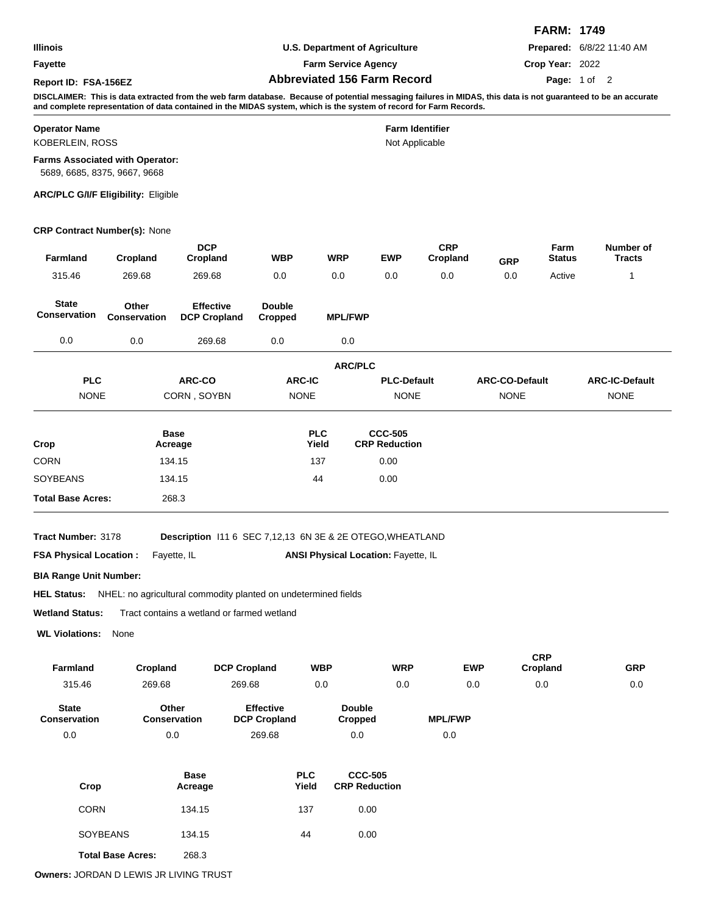**FARM: 1749**

| | | |
|---|---|---|
| **Illinois** | **U.S. Department of Agriculture** | **Prepared:** 6/8/22 11:40 AM |
| **Fayette** | **Farm Service Agency** | **Crop Year:** 2022 |
| **Report ID: FSA-156EZ** | **Abbreviated 156 Farm Record** | |

**DISCLAIMER: This is data extracted from the web farm database. Because of potential messaging failures in MIDAS, this data is not guaranteed to be an accurate and complete representation of data contained in the MIDAS system, which is the system of record for Farm Records.**

**Operator Name**
KOBERLEIN, ROSS

**Farm Identifier**
Not Applicable

**Farms Associated with Operator:**
5689, 6685, 8375, 9667, 9668

**ARC/PLC G/I/F Eligibility:** Eligible

**CRP Contract Number(s):** None

| Farmland | Cropland | DCP Cropland | WBP | WRP | EWP | CRP Cropland | GRP | Farm Status | Number of Tracts |
|---|---|---|---|---|---|---|---|---|---|
| 315.46 | 269.68 | 269.68 | 0.0 | 0.0 | 0.0 | 0.0 | 0.0 | Active | 1 |

| State Conservation | Other Conservation | Effective DCP Cropland | Double Cropped | MPL/FWP |
|---|---|---|---|---|
| 0.0 | 0.0 | 269.68 | 0.0 | 0.0 |

**ARC/PLC**

| PLC | ARC-CO | ARC-IC | PLC-Default | ARC-CO-Default | ARC-IC-Default |
|---|---|---|---|---|---|
| NONE | CORN , SOYBN | NONE | NONE | NONE | NONE |

| Crop | Base Acreage | PLC Yield | CCC-505 CRP Reduction |
|---|---|---|---|
| CORN | 134.15 | 137 | 0.00 |
| SOYBEANS | 134.15 | 44 | 0.00 |
| **Total Base Acres:** | 268.3 | | |

**Tract Number:** 3178 **Description** I11 6 SEC 7,12,13 6N 3E & 2E OTEGO,WHEATLAND

**FSA Physical Location :** Fayette, IL **ANSI Physical Location:** Fayette, IL

**BIA Range Unit Number:**

**HEL Status:** NHEL: no agricultural commodity planted on undetermined fields

**Wetland Status:** Tract contains a wetland or farmed wetland

**WL Violations:** None

| Farmland | Cropland | DCP Cropland | WBP | WRP | EWP | CRP Cropland | GRP |
|---|---|---|---|---|---|---|---|
| 315.46 | 269.68 | 269.68 | 0.0 | 0.0 | 0.0 | 0.0 | 0.0 |

| State Conservation | Other Conservation | Effective DCP Cropland | Double Cropped | MPL/FWP |
|---|---|---|---|---|
| 0.0 | 0.0 | 269.68 | 0.0 | 0.0 |

| Crop | Base Acreage | PLC Yield | CCC-505 CRP Reduction |
|---|---|---|---|
| CORN | 134.15 | 137 | 0.00 |
| SOYBEANS | 134.15 | 44 | 0.00 |
| **Total Base Acres:** | 268.3 | | |

**Owners:** JORDAN D LEWIS JR LIVING TRUST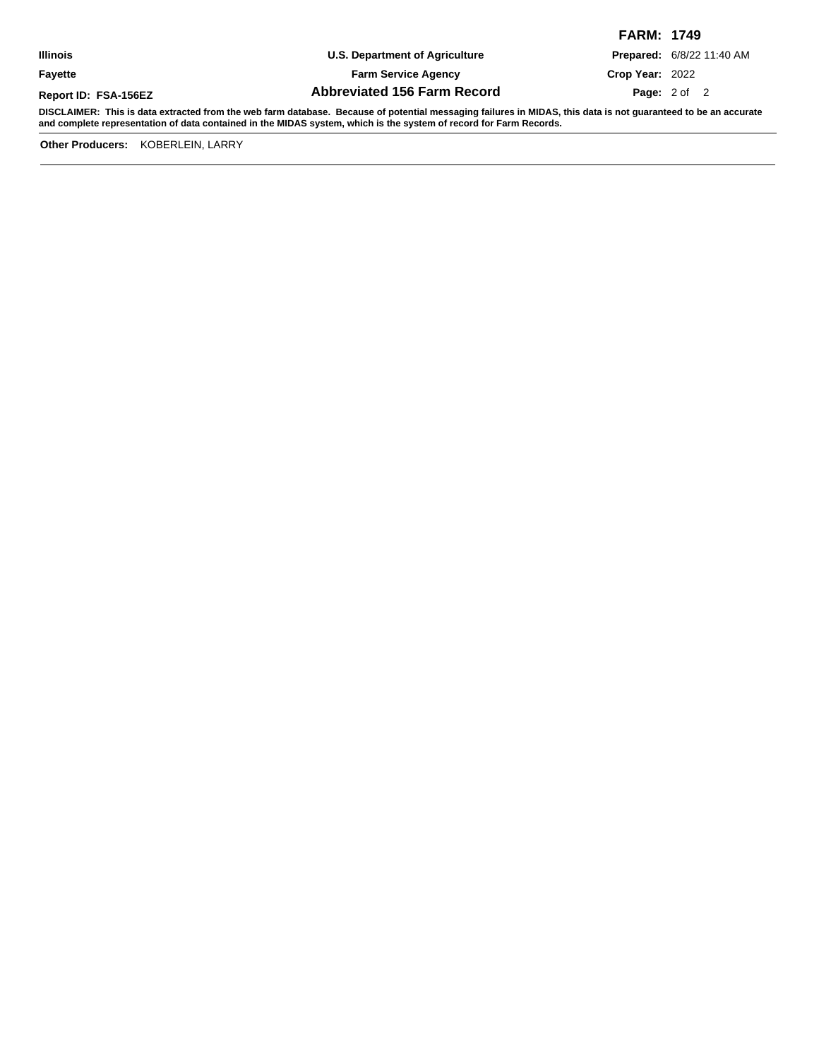**FARM: 1749**

**Illinois** | **U.S. Department of Agriculture** | **Prepared:** 6/8/22 11:40 AM

**Fayette** | **Farm Service Agency** | **Crop Year:** 2022

**Report ID: FSA-156EZ** | **Abbreviated 156 Farm Record**

**DISCLAIMER: This is data extracted from the web farm database. Because of potential messaging failures in MIDAS, this data is not guaranteed to be an accurate and complete representation of data contained in the MIDAS system, which is the system of record for Farm Records.**

**Other Producers:** KOBERLEIN, LARRY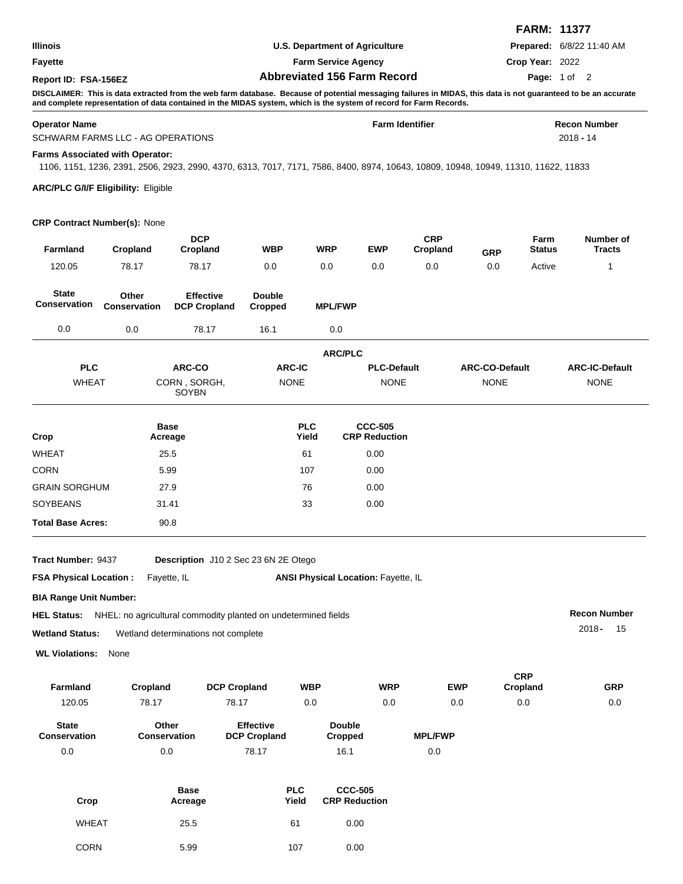**FARM: 11377**

| | | |
|---|---|---|
| **Illinois** | **U.S. Department of Agriculture** | **Prepared:** 6/8/22 11:40 AM |
| **Fayette** | **Farm Service Agency** | **Crop Year:** 2022 |
| **Report ID: FSA-156EZ** | **Abbreviated 156 Farm Record** | |

**DISCLAIMER: This is data extracted from the web farm database. Because of potential messaging failures in MIDAS, this data is not guaranteed to be an accurate and complete representation of data contained in the MIDAS system, which is the system of record for Farm Records.**

| **Operator Name** | **Farm Identifier** | **Recon Number** |
|---|---|---|
| SCHWARM FARMS LLC - AG OPERATIONS | | 2018 - 14 |

**Farms Associated with Operator:**
1106, 1151, 1236, 2391, 2506, 2923, 2990, 4370, 6313, 7017, 7171, 7586, 8400, 8974, 10643, 10809, 10948, 10949, 11310, 11622, 11833

**ARC/PLC G/I/F Eligibility:** Eligible

**CRP Contract Number(s):** None

| Farmland | Cropland | DCP Cropland | WBP | WRP | EWP | CRP Cropland | GRP | Farm Status | Number of Tracts |
|---|---|---|---|---|---|---|---|---|---|
| 120.05 | 78.17 | 78.17 | 0.0 | 0.0 | 0.0 | 0.0 | 0.0 | Active | 1 |

| State Conservation | Other Conservation | Effective DCP Cropland | Double Cropped | MPL/FWP |
|---|---|---|---|---|
| 0.0 | 0.0 | 78.17 | 16.1 | 0.0 |

**ARC/PLC**

| PLC | ARC-CO | ARC-IC | PLC-Default | ARC-CO-Default | ARC-IC-Default |
|---|---|---|---|---|---|
| WHEAT | CORN , SORGH, SOYBN | NONE | NONE | NONE | NONE |

| Crop | Base Acreage | PLC Yield | CCC-505 CRP Reduction |
|---|---|---|---|
| WHEAT | 25.5 | 61 | 0.00 |
| CORN | 5.99 | 107 | 0.00 |
| GRAIN SORGHUM | 27.9 | 76 | 0.00 |
| SOYBEANS | 31.41 | 33 | 0.00 |
| **Total Base Acres:** | 90.8 | | |

**Tract Number:** 9437 **Description** J10 2 Sec 23 6N 2E Otego

**FSA Physical Location :** Fayette, IL **ANSI Physical Location:** Fayette, IL

**BIA Range Unit Number:**

**HEL Status:** NHEL: no agricultural commodity planted on undetermined fields

**Wetland Status:** Wetland determinations not complete

**WL Violations:** None

**Recon Number** 2018 - 15

| Farmland | Cropland | DCP Cropland | WBP | WRP | EWP | CRP Cropland | GRP |
|---|---|---|---|---|---|---|---|
| 120.05 | 78.17 | 78.17 | 0.0 | 0.0 | 0.0 | 0.0 | 0.0 |

| State Conservation | Other Conservation | Effective DCP Cropland | Double Cropped | MPL/FWP |
|---|---|---|---|---|
| 0.0 | 0.0 | 78.17 | 16.1 | 0.0 |

| Crop | Base Acreage | PLC Yield | CCC-505 CRP Reduction |
|---|---|---|---|
| WHEAT | 25.5 | 61 | 0.00 |
| CORN | 5.99 | 107 | 0.00 |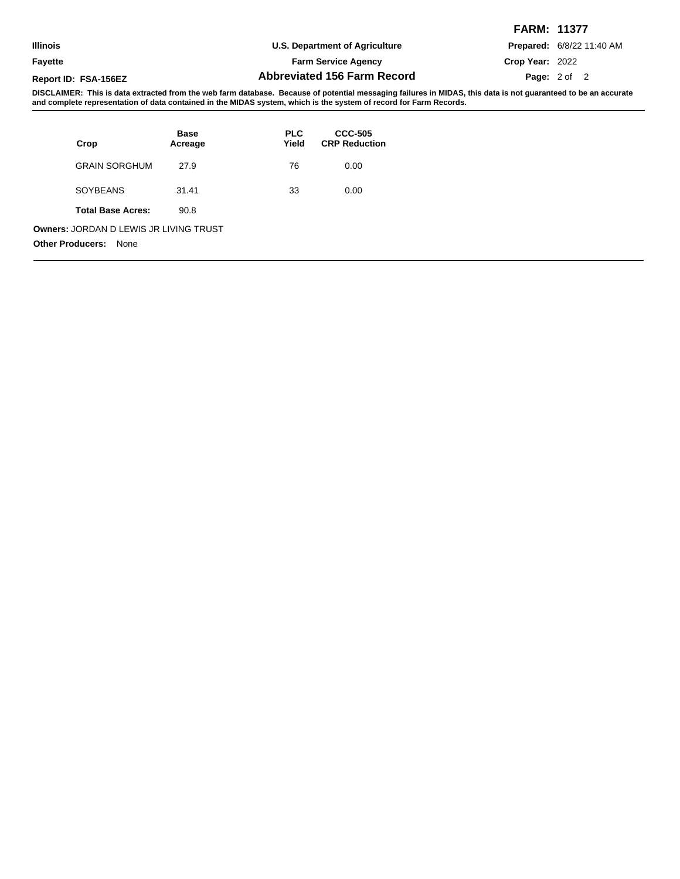**FARM: 11377**

| | | |
|---|---|---|
| **Illinois** | **U.S. Department of Agriculture** | **Prepared:** 6/8/22 11:40 AM |
| **Fayette** | **Farm Service Agency** | **Crop Year:** 2022 |
| **Report ID: FSA-156EZ** | **Abbreviated 156 Farm Record** | |

**DISCLAIMER: This is data extracted from the web farm database. Because of potential messaging failures in MIDAS, this data is not guaranteed to be an accurate and complete representation of data contained in the MIDAS system, which is the system of record for Farm Records.**

| Crop | Base Acreage | PLC Yield | CCC-505 CRP Reduction |
|---|---|---|---|
| GRAIN SORGHUM | 27.9 | 76 | 0.00 |
| SOYBEANS | 31.41 | 33 | 0.00 |
| **Total Base Acres:** | 90.8 | | |

**Owners:** JORDAN D LEWIS JR LIVING TRUST

**Other Producers:** None